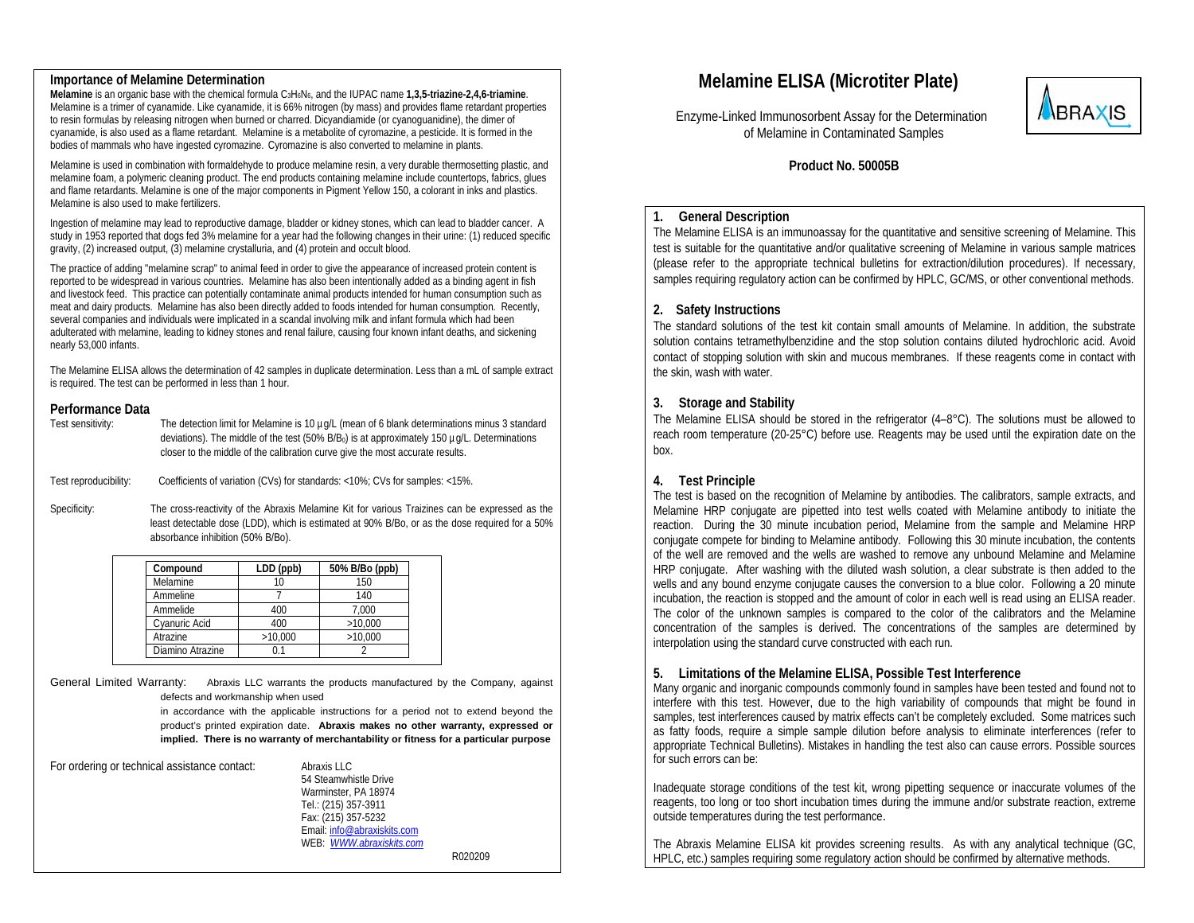## Importance of Melamine Determination

**Melamine** is an organic base with the chemical formula $C_3H_6N_6$, and the IUPAC name **1,3,5-triazine-2,4,6-triamine**. Melamine is a trimer of cyanamide. Like cyanamide, it is 66% nitrogen (by mass) and provides flame retardant properties to resin formulas by releasing nitrogen when burned or charred. Dicyandiamide (or cyanoguanidine), the dimer of cyanamide, is also used as a flame retardant. Melamine is a metabolite of cyromazine, a pesticide. It is formed in the bodies of mammals who have ingested cyromazine. Cyromazine is also converted to melamine in plants.

Melamine is used in combination with formaldehyde to produce melamine resin, a very durable thermosetting plastic, and melamine foam, a polymeric cleaning product. The end products containing melamine include countertops, fabrics, glues and flame retardants. Melamine is one of the major components in Pigment Yellow 150, a colorant in inks and plastics. Melamine is also used to make fertilizers.

Ingestion of melamine may lead to reproductive damage, bladder or kidney stones, which can lead to bladder cancer. A study in 1953 reported that dogs fed 3% melamine for a year had the following changes in their urine: (1) reduced specific gravity, (2) increased output, (3) melamine crystalluria, and (4) protein and occult blood.

The practice of adding "melamine scrap" to animal feed in order to give the appearance of increased protein content is reported to be widespread in various countries. Melamine has also been intentionally added as a binding agent in fish and livestock feed. This practice can potentially contaminate animal products intended for human consumption such as meat and dairy products. Melamine has also been directly added to foods intended for human consumption. Recently, several companies and individuals were implicated in a scandal involving milk and infant formula which had been adulterated with melamine, leading to kidney stones and renal failure, causing four known infant deaths, and sickening nearly 53,000 infants.

The Melamine ELISA allows the determination of 42 samples in duplicate determination. Less than a mL of sample extract is required. The test can be performed in less than 1 hour.

## Performance Data

Test sensitivity: The detection limit for Melamine is 10 µg/L (mean of 6 blank determinations minus 3 standard deviations). The middle of the test (50% $B/B_0$) is at approximately 150 µg/L. Determinations closer to the middle of the calibration curve give the most accurate results.

Test reproducibility: Coefficients of variation (CVs) for standards: <10%; CVs for samples: <15%.

Specificity: The cross-reactivity of the Abraxis Melamine Kit for various Traizines can be expressed as the least detectable dose (LDD), which is estimated at 90% B/Bo, or as the dose required for a 50% absorbance inhibition (50% B/Bo).

| Compound | LDD (ppb) | 50% B/Bo (ppb) |
|---|---|---|
| Melamine | 10 | 150 |
| Ammeline | 7 | 140 |
| Ammelide | 400 | 7,000 |
| Cyanuric Acid | 400 | >10,000 |
| Atrazine | >10,000 | >10,000 |
| Diamino Atrazine | 0.1 | 2 |

General Limited Warranty: Abraxis LLC warrants the products manufactured by the Company, against defects and workmanship when used in accordance with the applicable instructions for a period not to extend beyond the product's printed expiration date. **Abraxis makes no other warranty, expressed or implied. There is no warranty of merchantability or fitness for a particular purpose**

For ordering or technical assistance contact:

Abraxis LLC
54 Steamwhistle Drive
Warminster, PA 18974
Tel.: (215) 357-3911
Fax: (215) 357-5232
Email: info@abraxiskits.com
WEB: *WWW.abraxiskits.com*

R020209

# Melamine ELISA (Microtiter Plate)

Enzyme-Linked Immunosorbent Assay for the Determination of Melamine in Contaminated Samples

**Product No. 50005B**

## 1. General Description

The Melamine ELISA is an immunoassay for the quantitative and sensitive screening of Melamine. This test is suitable for the quantitative and/or qualitative screening of Melamine in various sample matrices (please refer to the appropriate technical bulletins for extraction/dilution procedures). If necessary, samples requiring regulatory action can be confirmed by HPLC, GC/MS, or other conventional methods.

## 2. Safety Instructions

The standard solutions of the test kit contain small amounts of Melamine. In addition, the substrate solution contains tetramethylbenzidine and the stop solution contains diluted hydrochloric acid. Avoid contact of stopping solution with skin and mucous membranes. If these reagents come in contact with the skin, wash with water.

## 3. Storage and Stability

The Melamine ELISA should be stored in the refrigerator (4–8°C). The solutions must be allowed to reach room temperature (20-25°C) before use. Reagents may be used until the expiration date on the box.

## 4. Test Principle

The test is based on the recognition of Melamine by antibodies. The calibrators, sample extracts, and Melamine HRP conjugate are pipetted into test wells coated with Melamine antibody to initiate the reaction. During the 30 minute incubation period, Melamine from the sample and Melamine HRP conjugate compete for binding to Melamine antibody. Following this 30 minute incubation, the contents of the well are removed and the wells are washed to remove any unbound Melamine and Melamine HRP conjugate. After washing with the diluted wash solution, a clear substrate is then added to the wells and any bound enzyme conjugate causes the conversion to a blue color. Following a 20 minute incubation, the reaction is stopped and the amount of color in each well is read using an ELISA reader. The color of the unknown samples is compared to the color of the calibrators and the Melamine concentration of the samples is derived. The concentrations of the samples are determined by interpolation using the standard curve constructed with each run.

## 5. Limitations of the Melamine ELISA, Possible Test Interference

Many organic and inorganic compounds commonly found in samples have been tested and found not to interfere with this test. However, due to the high variability of compounds that might be found in samples, test interferences caused by matrix effects can't be completely excluded. Some matrices such as fatty foods, require a simple sample dilution before analysis to eliminate interferences (refer to appropriate Technical Bulletins). Mistakes in handling the test also can cause errors. Possible sources for such errors can be:

Inadequate storage conditions of the test kit, wrong pipetting sequence or inaccurate volumes of the reagents, too long or too short incubation times during the immune and/or substrate reaction, extreme outside temperatures during the test performance.

The Abraxis Melamine ELISA kit provides screening results. As with any analytical technique (GC, HPLC, etc.) samples requiring some regulatory action should be confirmed by alternative methods.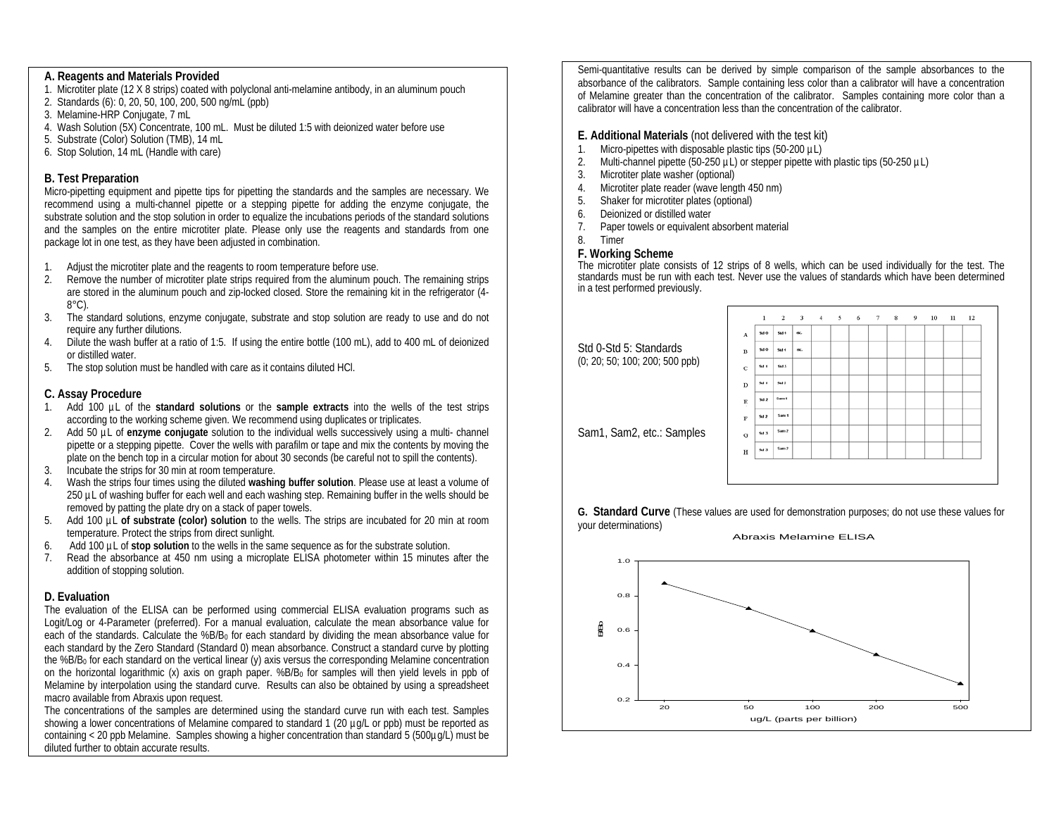### A. Reagents and Materials Provided

1. Microtiter plate (12 X 8 strips) coated with polyclonal anti-melamine antibody, in an aluminum pouch
2. Standards (6): 0, 20, 50, 100, 200, 500 ng/mL (ppb)
3. Melamine-HRP Conjugate, 7 mL
4. Wash Solution (5X) Concentrate, 100 mL. Must be diluted 1:5 with deionized water before use
5. Substrate (Color) Solution (TMB), 14 mL
6. Stop Solution, 14 mL (Handle with care)

### B. Test Preparation

Micro-pipetting equipment and pipette tips for pipetting the standards and the samples are necessary. We recommend using a multi-channel pipette or a stepping pipette for adding the enzyme conjugate, the substrate solution and the stop solution in order to equalize the incubations periods of the standard solutions and the samples on the entire microtiter plate. Please only use the reagents and standards from one package lot in one test, as they have been adjusted in combination.

1. Adjust the microtiter plate and the reagents to room temperature before use.
2. Remove the number of microtiter plate strips required from the aluminum pouch. The remaining strips are stored in the aluminum pouch and zip-locked closed. Store the remaining kit in the refrigerator (4-8°C).
3. The standard solutions, enzyme conjugate, substrate and stop solution are ready to use and do not require any further dilutions.
4. Dilute the wash buffer at a ratio of 1:5. If using the entire bottle (100 mL), add to 400 mL of deionized or distilled water.
5. The stop solution must be handled with care as it contains diluted HCl.

### C. Assay Procedure

1. Add 100 µL of the **standard solutions** or the **sample extracts** into the wells of the test strips according to the working scheme given. We recommend using duplicates or triplicates.
2. Add 50 µL of **enzyme conjugate** solution to the individual wells successively using a multi- channel pipette or a stepping pipette. Cover the wells with parafilm or tape and mix the contents by moving the plate on the bench top in a circular motion for about 30 seconds (be careful not to spill the contents).
3. Incubate the strips for 30 min at room temperature.
4. Wash the strips four times using the diluted **washing buffer solution**. Please use at least a volume of 250 µL of washing buffer for each well and each washing step. Remaining buffer in the wells should be removed by patting the plate dry on a stack of paper towels.
5. Add 100 µL **of substrate (color) solution** to the wells. The strips are incubated for 20 min at room temperature. Protect the strips from direct sunlight.
6. Add 100 µL of **stop solution** to the wells in the same sequence as for the substrate solution.
7. Read the absorbance at 450 nm using a microplate ELISA photometer within 15 minutes after the addition of stopping solution.

### D. Evaluation

The evaluation of the ELISA can be performed using commercial ELISA evaluation programs such as Logit/Log or 4-Parameter (preferred). For a manual evaluation, calculate the mean absorbance value for each of the standards. Calculate the $\%B/B_0$ for each standard by dividing the mean absorbance value for each standard by the Zero Standard (Standard 0) mean absorbance. Construct a standard curve by plotting the $\%B/B_0$ for each standard on the vertical linear (y) axis versus the corresponding Melamine concentration on the horizontal logarithmic (x) axis on graph paper. $\%B/B_0$ for samples will then yield levels in ppb of Melamine by interpolation using the standard curve. Results can also be obtained by using a spreadsheet macro available from Abraxis upon request.

The concentrations of the samples are determined using the standard curve run with each test. Samples showing a lower concentrations of Melamine compared to standard 1 (20 µg/L or ppb) must be reported as containing < 20 ppb Melamine. Samples showing a higher concentration than standard 5 (500µg/L) must be diluted further to obtain accurate results.

Semi-quantitative results can be derived by simple comparison of the sample absorbances to the absorbance of the calibrators. Sample containing less color than a calibrator will have a concentration of Melamine greater than the concentration of the calibrator. Samples containing more color than a calibrator will have a concentration less than the concentration of the calibrator.

### E. Additional Materials (not delivered with the test kit)

1. Micro-pipettes with disposable plastic tips (50-200 µL)
2. Multi-channel pipette (50-250 µL) or stepper pipette with plastic tips (50-250 µL)
3. Microtiter plate washer (optional)
4. Microtiter plate reader (wave length 450 nm)
5. Shaker for microtiter plates (optional)
6. Deionized or distilled water
7. Paper towels or equivalent absorbent material
8. Timer

### F. Working Scheme

The microtiter plate consists of 12 strips of 8 wells, which can be used individually for the test. The standards must be run with each test. Never use the values of standards which have been determined in a test performed previously.

Std 0-Std 5: Standards
(0; 20; 50; 100; 200; 500 ppb)

Sam1, Sam2, etc.: Samples

| | 1 | 2 | 3 | 4 | 5 | 6 | 7 | 8 | 9 | 10 | 11 | 12 |
|---|---|---|---|---|---|---|---|---|---|---|---|---|
| A | Std 0 | Std 4 | etc. | | | | | | | | | |
| B | Std 0 | Std 4 | etc. | | | | | | | | | |
| C | Std 1 | Std 5 | | | | | | | | | | |
| D | Std 1 | Std 5 | | | | | | | | | | |
| E | Std 2 | Sam 1 | | | | | | | | | | |
| F | Std 2 | Sam 1 | | | | | | | | | | |
| G | Std 3 | Sam 2 | | | | | | | | | | |
| H | Std 3 | Sam 2 | | | | | | | | | | |

### G. Standard Curve

**G. Standard Curve** (These values are used for demonstration purposes; do not use these values for your determinations)

Abraxis Melamine ELISA

B/B0

1.0
0.8
0.6
0.4
0.2

20
50
100
200
500

ug/L (parts per billion)